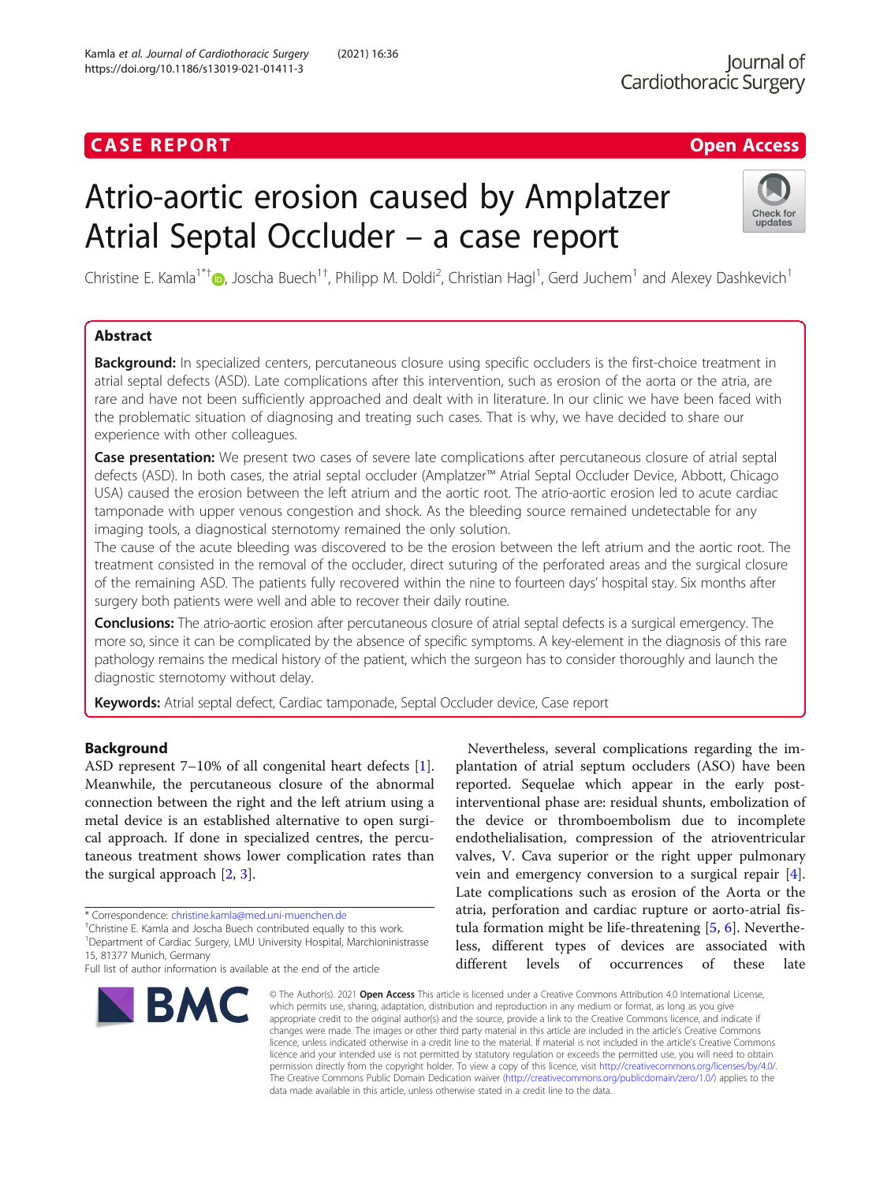CASE REPORT

Open Access

# Atrio-aortic erosion caused by Amplatzer Atrial Septal Occluder – a case report

Christine E. Kamla[1*†], Joscha Buech[1†], Philipp M. Doldi[2], Christian Hagl[1], Gerd Juchem[1] and Alexey Dashkevich[1]

## Abstract

**Background:** In specialized centers, percutaneous closure using specific occluders is the first-choice treatment in atrial septal defects (ASD). Late complications after this intervention, such as erosion of the aorta or the atria, are rare and have not been sufficiently approached and dealt with in literature. In our clinic we have been faced with the problematic situation of diagnosing and treating such cases. That is why, we have decided to share our experience with other colleagues.

**Case presentation:** We present two cases of severe late complications after percutaneous closure of atrial septal defects (ASD). In both cases, the atrial septal occluder (Amplatzer™ Atrial Septal Occluder Device, Abbott, Chicago USA) caused the erosion between the left atrium and the aortic root. The atrio-aortic erosion led to acute cardiac tamponade with upper venous congestion and shock. As the bleeding source remained undetectable for any imaging tools, a diagnostical sternotomy remained the only solution.

The cause of the acute bleeding was discovered to be the erosion between the left atrium and the aortic root. The treatment consisted in the removal of the occluder, direct suturing of the perforated areas and the surgical closure of the remaining ASD. The patients fully recovered within the nine to fourteen days' hospital stay. Six months after surgery both patients were well and able to recover their daily routine.

**Conclusions:** The atrio-aortic erosion after percutaneous closure of atrial septal defects is a surgical emergency. The more so, since it can be complicated by the absence of specific symptoms. A key-element in the diagnosis of this rare pathology remains the medical history of the patient, which the surgeon has to consider thoroughly and launch the diagnostic sternotomy without delay.

**Keywords:** Atrial septal defect, Cardiac tamponade, Septal Occluder device, Case report

## Background

ASD represent 7–10% of all congenital heart defects [1]. Meanwhile, the percutaneous closure of the abnormal connection between the right and the left atrium using a metal device is an established alternative to open surgical approach. If done in specialized centres, the percutaneous treatment shows lower complication rates than the surgical approach [2, 3].

Nevertheless, several complications regarding the implantation of atrial septum occluders (ASO) have been reported. Sequelae which appear in the early post-interventional phase are: residual shunts, embolization of the device or thromboembolism due to incomplete endothelialisation, compression of the atrioventricular valves, V. Cava superior or the right upper pulmonary vein and emergency conversion to a surgical repair [4]. Late complications such as erosion of the Aorta or the atria, perforation and cardiac rupture or aorto-atrial fistula formation might be life-threatening [5, 6]. Nevertheless, different types of devices are associated with different levels of occurrences of these late

\* Correspondence: christine.kamla@med.uni-muenchen.de
†Christine E. Kamla and Joscha Buech contributed equally to this work.
[1]Department of Cardiac Surgery, LMU University Hospital, Marchioninistrasse 15, 81377 Munich, Germany
Full list of author information is available at the end of the article

© The Author(s). 2021 **Open Access** This article is licensed under a Creative Commons Attribution 4.0 International License, which permits use, sharing, adaptation, distribution and reproduction in any medium or format, as long as you give appropriate credit to the original author(s) and the source, provide a link to the Creative Commons licence, and indicate if changes were made. The images or other third party material in this article are included in the article's Creative Commons licence, unless indicated otherwise in a credit line to the material. If material is not included in the article's Creative Commons licence and your intended use is not permitted by statutory regulation or exceeds the permitted use, you will need to obtain permission directly from the copyright holder. To view a copy of this licence, visit http://creativecommons.org/licenses/by/4.0/. The Creative Commons Public Domain Dedication waiver (http://creativecommons.org/publicdomain/zero/1.0/) applies to the data made available in this article, unless otherwise stated in a credit line to the data.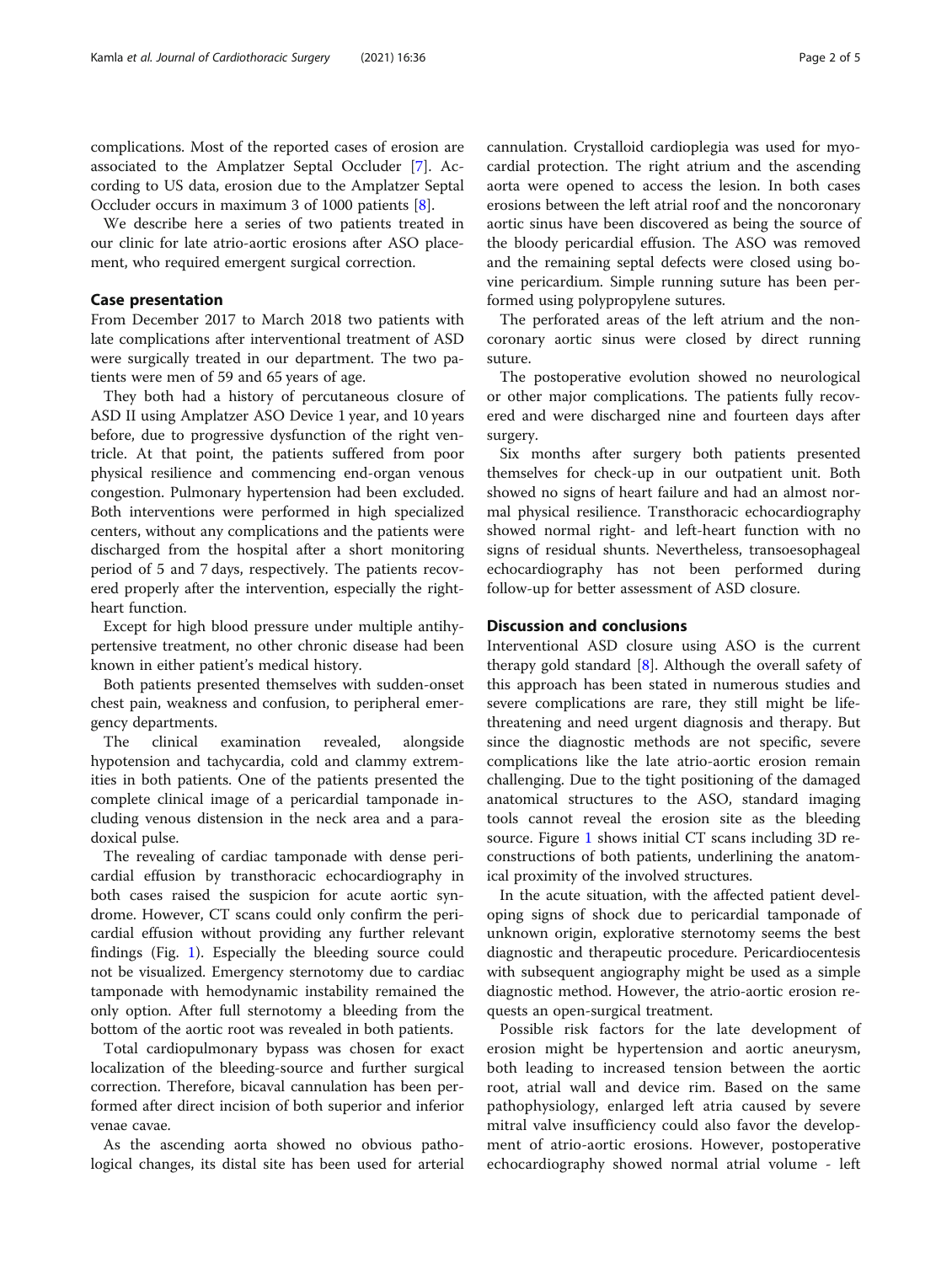complications. Most of the reported cases of erosion are associated to the Amplatzer Septal Occluder [7]. According to US data, erosion due to the Amplatzer Septal Occluder occurs in maximum 3 of 1000 patients [8].

We describe here a series of two patients treated in our clinic for late atrio-aortic erosions after ASO placement, who required emergent surgical correction.

## Case presentation

From December 2017 to March 2018 two patients with late complications after interventional treatment of ASD were surgically treated in our department. The two patients were men of 59 and 65 years of age.

They both had a history of percutaneous closure of ASD II using Amplatzer ASO Device 1 year, and 10 years before, due to progressive dysfunction of the right ventricle. At that point, the patients suffered from poor physical resilience and commencing end-organ venous congestion. Pulmonary hypertension had been excluded. Both interventions were performed in high specialized centers, without any complications and the patients were discharged from the hospital after a short monitoring period of 5 and 7 days, respectively. The patients recovered properly after the intervention, especially the right-heart function.

Except for high blood pressure under multiple antihypertensive treatment, no other chronic disease had been known in either patient's medical history.

Both patients presented themselves with sudden-onset chest pain, weakness and confusion, to peripheral emergency departments.

The clinical examination revealed, alongside hypotension and tachycardia, cold and clammy extremities in both patients. One of the patients presented the complete clinical image of a pericardial tamponade including venous distension in the neck area and a paradoxical pulse.

The revealing of cardiac tamponade with dense pericardial effusion by transthoracic echocardiography in both cases raised the suspicion for acute aortic syndrome. However, CT scans could only confirm the pericardial effusion without providing any further relevant findings (Fig. 1). Especially the bleeding source could not be visualized. Emergency sternotomy due to cardiac tamponade with hemodynamic instability remained the only option. After full sternotomy a bleeding from the bottom of the aortic root was revealed in both patients.

Total cardiopulmonary bypass was chosen for exact localization of the bleeding-source and further surgical correction. Therefore, bicaval cannulation has been performed after direct incision of both superior and inferior venae cavae.

As the ascending aorta showed no obvious pathological changes, its distal site has been used for arterial cannulation. Crystalloid cardioplegia was used for myocardial protection. The right atrium and the ascending aorta were opened to access the lesion. In both cases erosions between the left atrial roof and the noncoronary aortic sinus have been discovered as being the source of the bloody pericardial effusion. The ASO was removed and the remaining septal defects were closed using bovine pericardium. Simple running suture has been performed using polypropylene sutures.

The perforated areas of the left atrium and the noncoronary aortic sinus were closed by direct running suture.

The postoperative evolution showed no neurological or other major complications. The patients fully recovered and were discharged nine and fourteen days after surgery.

Six months after surgery both patients presented themselves for check-up in our outpatient unit. Both showed no signs of heart failure and had an almost normal physical resilience. Transthoracic echocardiography showed normal right- and left-heart function with no signs of residual shunts. Nevertheless, transoesophageal echocardiography has not been performed during follow-up for better assessment of ASD closure.

## Discussion and conclusions

Interventional ASD closure using ASO is the current therapy gold standard [8]. Although the overall safety of this approach has been stated in numerous studies and severe complications are rare, they still might be life-threatening and need urgent diagnosis and therapy. But since the diagnostic methods are not specific, severe complications like the late atrio-aortic erosion remain challenging. Due to the tight positioning of the damaged anatomical structures to the ASO, standard imaging tools cannot reveal the erosion site as the bleeding source. Figure 1 shows initial CT scans including 3D reconstructions of both patients, underlining the anatomical proximity of the involved structures.

In the acute situation, with the affected patient developing signs of shock due to pericardial tamponade of unknown origin, explorative sternotomy seems the best diagnostic and therapeutic procedure. Pericardiocentesis with subsequent angiography might be used as a simple diagnostic method. However, the atrio-aortic erosion requests an open-surgical treatment.

Possible risk factors for the late development of erosion might be hypertension and aortic aneurysm, both leading to increased tension between the aortic root, atrial wall and device rim. Based on the same pathophysiology, enlarged left atria caused by severe mitral valve insufficiency could also favor the development of atrio-aortic erosions. However, postoperative echocardiography showed normal atrial volume - left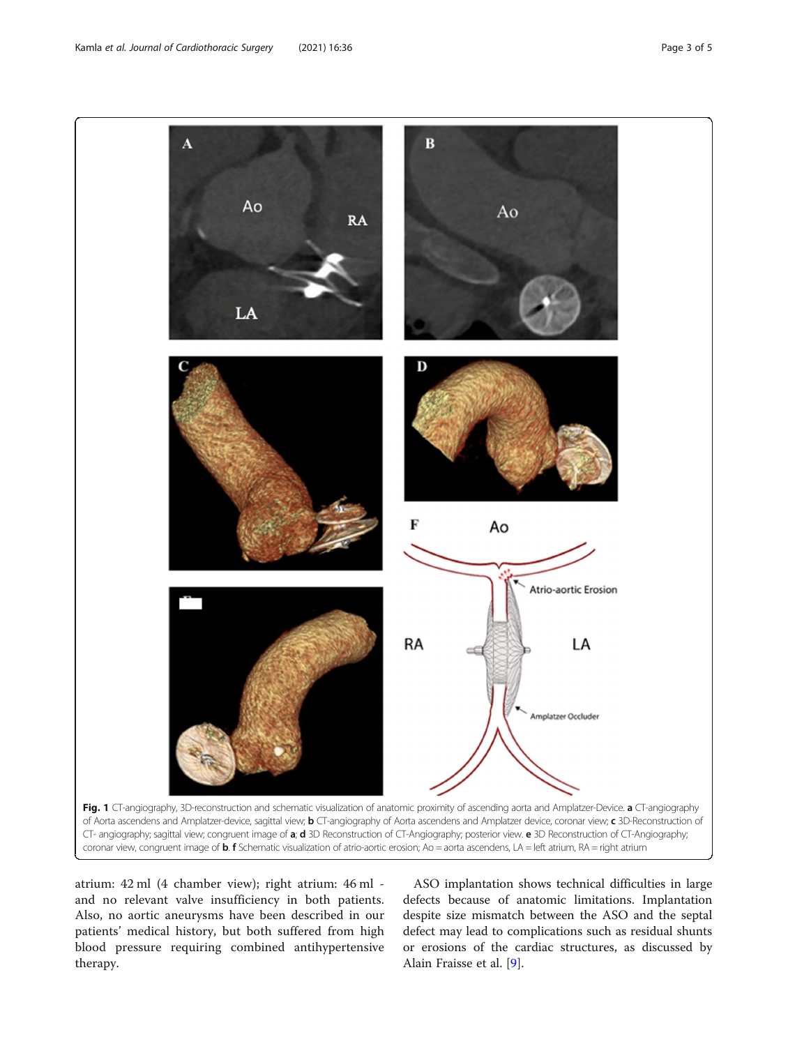**Fig. 1** CT-angiography, 3D-reconstruction and schematic visualization of anatomic proximity of ascending aorta and Amplatzer-Device. **a** CT-angiography of Aorta ascendens and Amplatzer-device, sagittal view; **b** CT-angiography of Aorta ascendens and Amplatzer device, coronar view; **c** 3D-Reconstruction of CT- angiography; sagittal view; congruent image of **a**; **d** 3D Reconstruction of CT-Angiography; posterior view. **e** 3D Reconstruction of CT-Angiography; coronar view, congruent image of **b**. **f** Schematic visualization of atrio-aortic erosion; Ao = aorta ascendens, LA = left atrium, RA = right atrium

atrium: 42 ml (4 chamber view); right atrium: 46 ml - and no relevant valve insufficiency in both patients. Also, no aortic aneurysms have been described in our patients' medical history, but both suffered from high blood pressure requiring combined antihypertensive therapy.

ASO implantation shows technical difficulties in large defects because of anatomic limitations. Implantation despite size mismatch between the ASO and the septal defect may lead to complications such as residual shunts or erosions of the cardiac structures, as discussed by Alain Fraisse et al. [9].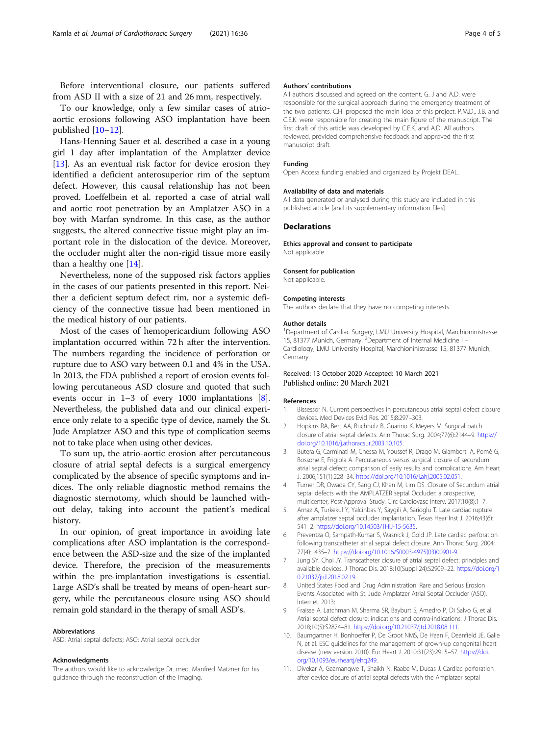Before interventional closure, our patients suffered from ASD II with a size of 21 and 26 mm, respectively.

To our knowledge, only a few similar cases of atrio-aortic erosions following ASO implantation have been published [10–12].

Hans-Henning Sauer et al. described a case in a young girl 1 day after implantation of the Amplatzer device [13]. As an eventual risk factor for device erosion they identified a deficient anterosuperior rim of the septum defect. However, this causal relationship has not been proved. Loeffelbein et al. reported a case of atrial wall and aortic root penetration by an Amplatzer ASO in a boy with Marfan syndrome. In this case, as the author suggests, the altered connective tissue might play an important role in the dislocation of the device. Moreover, the occluder might alter the non-rigid tissue more easily than a healthy one [14].

Nevertheless, none of the supposed risk factors applies in the cases of our patients presented in this report. Neither a deficient septum defect rim, nor a systemic deficiency of the connective tissue had been mentioned in the medical history of our patients.

Most of the cases of hemopericardium following ASO implantation occurred within 72 h after the intervention. The numbers regarding the incidence of perforation or rupture due to ASO vary between 0.1 and 4% in the USA. In 2013, the FDA published a report of erosion events following percutaneous ASD closure and quoted that such events occur in 1–3 of every 1000 implantations [8]. Nevertheless, the published data and our clinical experience only relate to a specific type of device, namely the St. Jude Amplatzer ASO and this type of complication seems not to take place when using other devices.

To sum up, the atrio-aortic erosion after percutaneous closure of atrial septal defects is a surgical emergency complicated by the absence of specific symptoms and indices. The only reliable diagnostic method remains the diagnostic sternotomy, which should be launched without delay, taking into account the patient's medical history.

In our opinion, of great importance in avoiding late complications after ASO implantation is the correspondence between the ASD-size and the size of the implanted device. Therefore, the precision of the measurements within the pre-implantation investigations is essential. Large ASD's shall be treated by means of open-heart surgery, while the percutaneous closure using ASO should remain gold standard in the therapy of small ASD's.

#### Abbreviations

ASD: Atrial septal defects; ASO: Atrial septal occluder

#### Acknowledgments

The authors would like to acknowledge Dr. med. Manfred Matzner for his guidance through the reconstruction of the imaging.

#### Authors' contributions

All authors discussed and agreed on the content. G. J and A.D. were responsible for the surgical approach during the emergency treatment of the two patients. C.H. proposed the main idea of this project. P.M.D., J.B. and C.E.K. were responsible for creating the main figure of the manuscript. The first draft of this article was developed by C.E.K. and A.D. All authors reviewed, provided comprehensive feedback and approved the first manuscript draft.

#### Funding

Open Access funding enabled and organized by Projekt DEAL.

#### Availability of data and materials

All data generated or analysed during this study are included in this published article [and its supplementary information files].

## Declarations

#### Ethics approval and consent to participate

Not applicable.

#### Consent for publication

Not applicable.

#### Competing interests

The authors declare that they have no competing interests.

#### Author details

[1]Department of Cardiac Surgery, LMU University Hospital, Marchioninistrasse 15, 81377 Munich, Germany. [2]Department of Internal Medicine I – Cardiology, LMU University Hospital, Marchioninistrasse 15, 81377 Munich, Germany.

Received: 13 October 2020 Accepted: 10 March 2021
Published online: 20 March 2021

#### References

1. Bissessor N. Current perspectives in percutaneous atrial septal defect closure devices. Med Devices Evid Res. 2015;8:297–303.
2. Hopkins RA, Bert AA, Buchholz B, Guarino K, Meyers M. Surgical patch closure of atrial septal defects. Ann Thorac Surg. 2004;77(6):2144–9. https://doi.org/10.1016/j.athoracsur.2003.10.105.
3. Butera G, Carminati M, Chessa M, Youssef R, Drago M, Giamberti A, Pomè G, Bossone E, Frigiola A. Percutaneous versus surgical closure of secundum atrial septal defect: comparison of early results and complications. Am Heart J. 2006;151(1):228–34. https://doi.org/10.1016/j.ahj.2005.02.051.
4. Turner DR, Owada CY, Sang CJ, Khan M, Lim DS. Closure of Secundum atrial septal defects with the AMPLATZER septal Occluder: a prospective, multicenter, Post-Approval Study. Circ Cardiovasc Interv. 2017;10(8):1–7.
5. Arnaz A, Turkekul Y, Yalcinbas Y, Saygili A, Sarioglu T. Late cardiac rupture after amplatzer septal occluder implantation. Texas Hear Inst J. 2016;43(6): 541–2. https://doi.org/10.14503/THIJ-15-5635.
6. Preventza O, Sampath-Kumar S, Wasnick J, Gold JP. Late cardiac perforation following transcatheter atrial septal defect closure. Ann Thorac Surg. 2004; 77(4):1435–7. https://doi.org/10.1016/S0003-4975(03)00901-9.
7. Jung SY, Choi JY. Transcatheter closure of atrial septal defect: principles and available devices. J Thorac Dis. 2018;10(Suppl 24):S2909–22. https://doi.org/10.21037/jtd.2018.02.19.
8. United States Food and Drug Administration. Rare and Serious Erosion Events Associated with St. Jude Amplatzer Atrial Septal Occluder (ASO). Internet. 2013;
9. Fraisse A, Latchman M, Sharma SR, Bayburt S, Amedro P, Di Salvo G, et al. Atrial septal defect closure: indications and contra-indications. J Thorac Dis. 2018;10(5):S2874–81. https://doi.org/10.21037/jtd.2018.08.111.
10. Baumgartner H, Bonhoeffer P, De Groot NMS, De Haan F, Deanfield JE, Galie N, et al. ESC guidelines for the management of grown-up congenital heart disease (new version 2010). Eur Heart J. 2010;31(23):2915–57. https://doi.org/10.1093/eurheartj/ehq249.
11. Divekar A, Gaamangwe T, Shaikh N, Raabe M, Ducas J. Cardiac perforation after device closure of atrial septal defects with the Amplatzer septal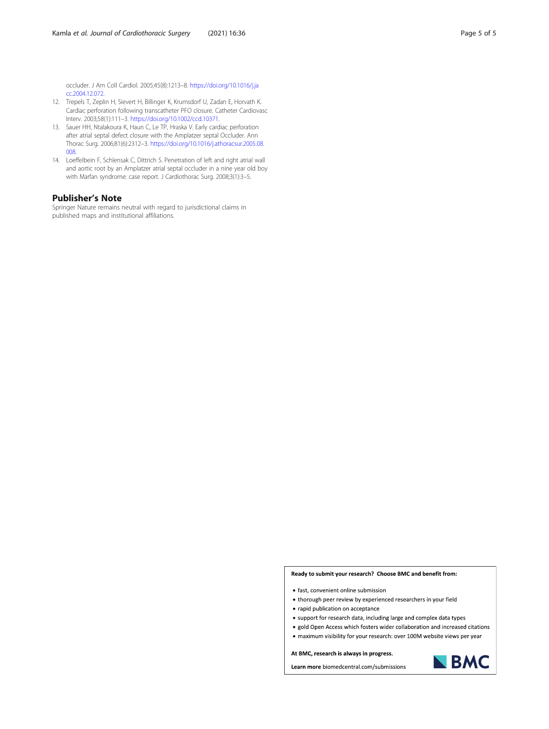occluder. J Am Coll Cardiol. 2005;45(8):1213–8. https://doi.org/10.1016/j.jacc.2004.12.072.

12. Trepels T, Zeplin H, Sievert H, Billinger K, Krumsdorf U, Zadan E, Horvath K. Cardiac perforation following transcatheter PFO closure. Catheter Cardiovasc Interv. 2003;58(1):111–3. https://doi.org/10.1002/ccd.10371.
13. Sauer HH, Ntalakoura K, Haun C, Le TP, Hraska V. Early cardiac perforation after atrial septal defect closure with the Amplatzer septal Occluder. Ann Thorac Surg. 2006;81(6):2312–3. https://doi.org/10.1016/j.athoracsur.2005.08.008.
14. Loeffelbein F, Schlensak C, Dittrich S. Penetration of left and right atrial wall and aortic root by an Amplatzer atrial septal occluder in a nine year old boy with Marfan syndrome: case report. J Cardiothorac Surg. 2008;3(1):3–5.

## Publisher's Note

Springer Nature remains neutral with regard to jurisdictional claims in published maps and institutional affiliations.

**Ready to submit your research? Choose BMC and benefit from:**

- fast, convenient online submission
- thorough peer review by experienced researchers in your field
- rapid publication on acceptance
- support for research data, including large and complex data types
- gold Open Access which fosters wider collaboration and increased citations
- maximum visibility for your research: over 100M website views per year

**At BMC, research is always in progress.**

**Learn more** biomedcentral.com/submissions

BMC